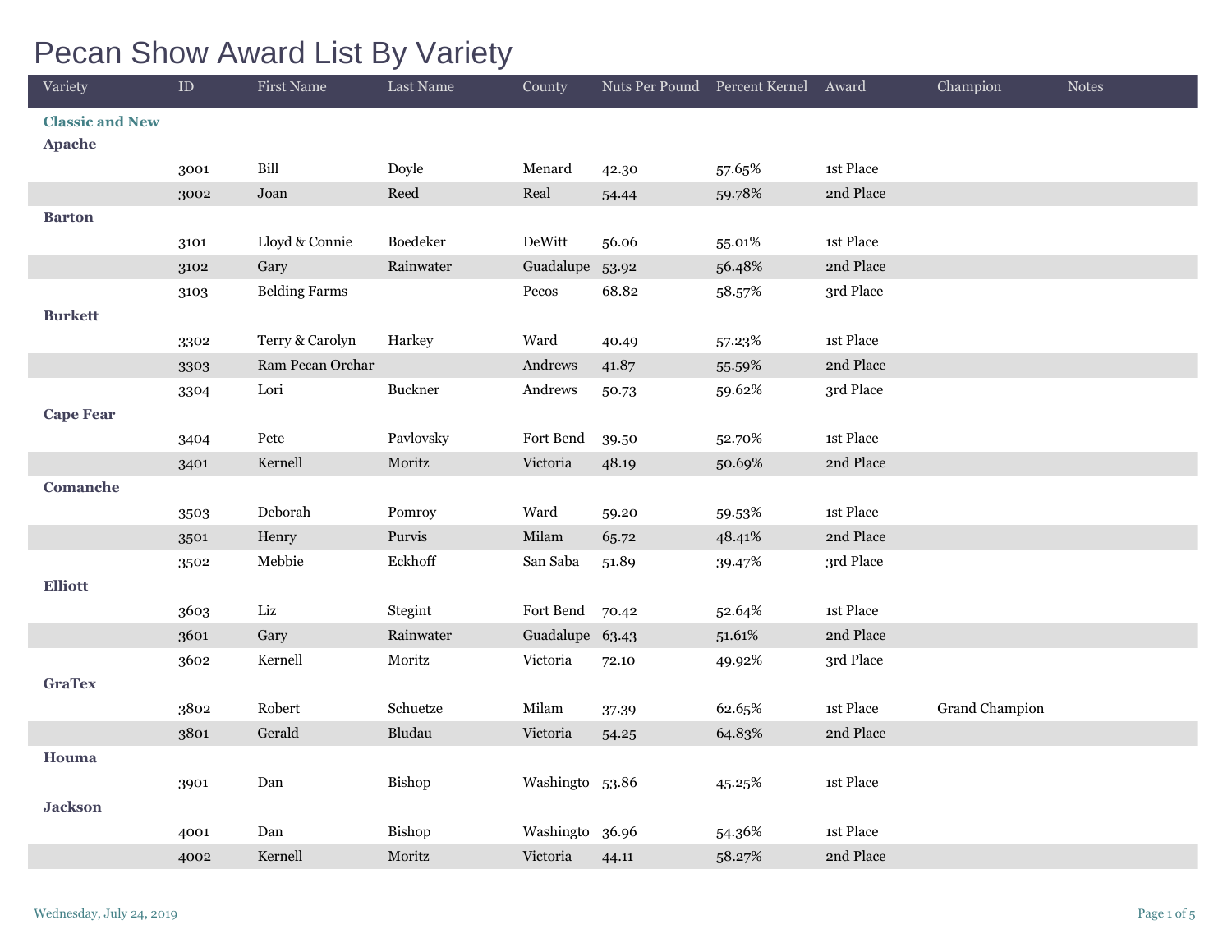# Pecan Show Award List By Variety

| Variety | ID | First Name | Last Name | County | Nuts Per Pound | Percent Kernel | Award | Champion | Notes |
|---|---|---|---|---|---|---|---|---|---|
| **Classic and New** | | | | | | | | | |
| **Apache** | | | | | | | | | |
| | 3001 | Bill | Doyle | Menard | 42.30 | 57.65% | 1st Place | | |
| | 3002 | Joan | Reed | Real | 54.44 | 59.78% | 2nd Place | | |
| **Barton** | | | | | | | | | |
| | 3101 | Lloyd & Connie | Boedeker | DeWitt | 56.06 | 55.01% | 1st Place | | |
| | 3102 | Gary | Rainwater | Guadalupe | 53.92 | 56.48% | 2nd Place | | |
| | 3103 | Belding Farms | | Pecos | 68.82 | 58.57% | 3rd Place | | |
| **Burkett** | | | | | | | | | |
| | 3302 | Terry & Carolyn | Harkey | Ward | 40.49 | 57.23% | 1st Place | | |
| | 3303 | Ram Pecan Orchar | | Andrews | 41.87 | 55.59% | 2nd Place | | |
| | 3304 | Lori | Buckner | Andrews | 50.73 | 59.62% | 3rd Place | | |
| **Cape Fear** | | | | | | | | | |
| | 3404 | Pete | Pavlovsky | Fort Bend | 39.50 | 52.70% | 1st Place | | |
| | 3401 | Kernell | Moritz | Victoria | 48.19 | 50.69% | 2nd Place | | |
| **Comanche** | | | | | | | | | |
| | 3503 | Deborah | Pomroy | Ward | 59.20 | 59.53% | 1st Place | | |
| | 3501 | Henry | Purvis | Milam | 65.72 | 48.41% | 2nd Place | | |
| | 3502 | Mebbie | Eckhoff | San Saba | 51.89 | 39.47% | 3rd Place | | |
| **Elliott** | | | | | | | | | |
| | 3603 | Liz | Stegint | Fort Bend | 70.42 | 52.64% | 1st Place | | |
| | 3601 | Gary | Rainwater | Guadalupe | 63.43 | 51.61% | 2nd Place | | |
| | 3602 | Kernell | Moritz | Victoria | 72.10 | 49.92% | 3rd Place | | |
| **GraTex** | | | | | | | | | |
| | 3802 | Robert | Schuetze | Milam | 37.39 | 62.65% | 1st Place | Grand Champion | |
| | 3801 | Gerald | Bludau | Victoria | 54.25 | 64.83% | 2nd Place | | |
| **Houma** | | | | | | | | | |
| | 3901 | Dan | Bishop | Washingto | 53.86 | 45.25% | 1st Place | | |
| **Jackson** | | | | | | | | | |
| | 4001 | Dan | Bishop | Washingto | 36.96 | 54.36% | 1st Place | | |
| | 4002 | Kernell | Moritz | Victoria | 44.11 | 58.27% | 2nd Place | | |

Wednesday, July 24, 2019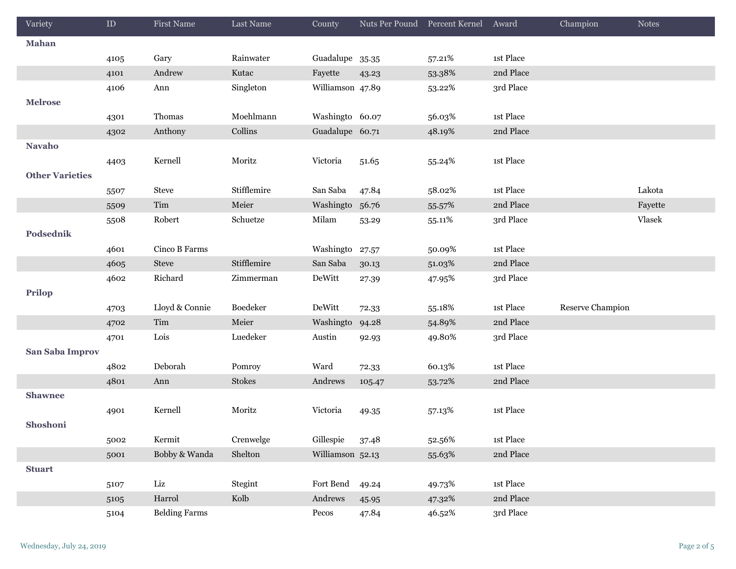| Variety | ID | First Name | Last Name | County | Nuts Per Pound | Percent Kernel | Award | Champion | Notes |
|---|---|---|---|---|---|---|---|---|---|
| **Mahan** | | | | | | | | | |
| | 4105 | Gary | Rainwater | Guadalupe | 35.35 | 57.21% | 1st Place | | |
| | 4101 | Andrew | Kutac | Fayette | 43.23 | 53.38% | 2nd Place | | |
| | 4106 | Ann | Singleton | Williamson | 47.89 | 53.22% | 3rd Place | | |
| **Melrose** | | | | | | | | | |
| | 4301 | Thomas | Moehlmann | Washingto | 60.07 | 56.03% | 1st Place | | |
| | 4302 | Anthony | Collins | Guadalupe | 60.71 | 48.19% | 2nd Place | | |
| **Navaho** | | | | | | | | | |
| | 4403 | Kernell | Moritz | Victoria | 51.65 | 55.24% | 1st Place | | |
| **Other Varieties** | | | | | | | | | |
| | 5507 | Steve | Stifflemire | San Saba | 47.84 | 58.02% | 1st Place | | Lakota |
| | 5509 | Tim | Meier | Washingto | 56.76 | 55.57% | 2nd Place | | Fayette |
| | 5508 | Robert | Schuetze | Milam | 53.29 | 55.11% | 3rd Place | | Vlasek |
| **Podsednik** | | | | | | | | | |
| | 4601 | Cinco B Farms | | Washingto | 27.57 | 50.09% | 1st Place | | |
| | 4605 | Steve | Stifflemire | San Saba | 30.13 | 51.03% | 2nd Place | | |
| | 4602 | Richard | Zimmerman | DeWitt | 27.39 | 47.95% | 3rd Place | | |
| **Prilop** | | | | | | | | | |
| | 4703 | Lloyd & Connie | Boedeker | DeWitt | 72.33 | 55.18% | 1st Place | Reserve Champion | |
| | 4702 | Tim | Meier | Washingto | 94.28 | 54.89% | 2nd Place | | |
| | 4701 | Lois | Luedeker | Austin | 92.93 | 49.80% | 3rd Place | | |
| **San Saba Improv** | | | | | | | | | |
| | 4802 | Deborah | Pomroy | Ward | 72.33 | 60.13% | 1st Place | | |
| | 4801 | Ann | Stokes | Andrews | 105.47 | 53.72% | 2nd Place | | |
| **Shawnee** | | | | | | | | | |
| | 4901 | Kernell | Moritz | Victoria | 49.35 | 57.13% | 1st Place | | |
| **Shoshoni** | | | | | | | | | |
| | 5002 | Kermit | Crenwelge | Gillespie | 37.48 | 52.56% | 1st Place | | |
| | 5001 | Bobby & Wanda | Shelton | Williamson | 52.13 | 55.63% | 2nd Place | | |
| **Stuart** | | | | | | | | | |
| | 5107 | Liz | Stegint | Fort Bend | 49.24 | 49.73% | 1st Place | | |
| | 5105 | Harrol | Kolb | Andrews | 45.95 | 47.32% | 2nd Place | | |
| | 5104 | Belding Farms | | Pecos | 47.84 | 46.52% | 3rd Place | | |

Wednesday, July 24, 2019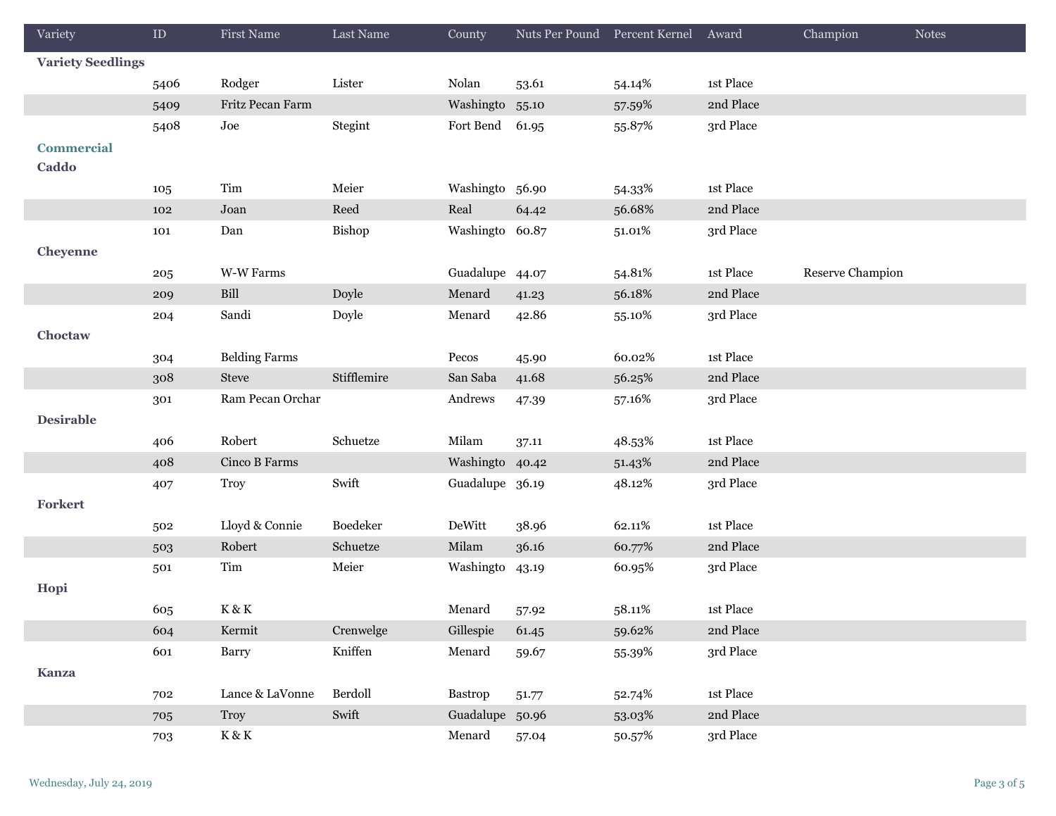| Variety | ID | First Name | Last Name | County | Nuts Per Pound | Percent Kernel | Award | Champion | Notes |
|---|---|---|---|---|---|---|---|---|---|
| **Variety Seedlings** | | | | | | | | | |
| | 5406 | Rodger | Lister | Nolan | 53.61 | 54.14% | 1st Place | | |
| | 5409 | Fritz Pecan Farm | | Washingto | 55.10 | 57.59% | 2nd Place | | |
| | 5408 | Joe | Stegint | Fort Bend | 61.95 | 55.87% | 3rd Place | | |
| **Commercial** | | | | | | | | | |
| **Caddo** | | | | | | | | | |
| | 105 | Tim | Meier | Washingto | 56.90 | 54.33% | 1st Place | | |
| | 102 | Joan | Reed | Real | 64.42 | 56.68% | 2nd Place | | |
| | 101 | Dan | Bishop | Washingto | 60.87 | 51.01% | 3rd Place | | |
| **Cheyenne** | | | | | | | | | |
| | 205 | W-W Farms | | Guadalupe | 44.07 | 54.81% | 1st Place | Reserve Champion | |
| | 209 | Bill | Doyle | Menard | 41.23 | 56.18% | 2nd Place | | |
| | 204 | Sandi | Doyle | Menard | 42.86 | 55.10% | 3rd Place | | |
| **Choctaw** | | | | | | | | | |
| | 304 | Belding Farms | | Pecos | 45.90 | 60.02% | 1st Place | | |
| | 308 | Steve | Stifflemire | San Saba | 41.68 | 56.25% | 2nd Place | | |
| | 301 | Ram Pecan Orchar | | Andrews | 47.39 | 57.16% | 3rd Place | | |
| **Desirable** | | | | | | | | | |
| | 406 | Robert | Schuetze | Milam | 37.11 | 48.53% | 1st Place | | |
| | 408 | Cinco B Farms | | Washingto | 40.42 | 51.43% | 2nd Place | | |
| | 407 | Troy | Swift | Guadalupe | 36.19 | 48.12% | 3rd Place | | |
| **Forkert** | | | | | | | | | |
| | 502 | Lloyd & Connie | Boedeker | DeWitt | 38.96 | 62.11% | 1st Place | | |
| | 503 | Robert | Schuetze | Milam | 36.16 | 60.77% | 2nd Place | | |
| | 501 | Tim | Meier | Washingto | 43.19 | 60.95% | 3rd Place | | |
| **Hopi** | | | | | | | | | |
| | 605 | K & K | | Menard | 57.92 | 58.11% | 1st Place | | |
| | 604 | Kermit | Crenwelge | Gillespie | 61.45 | 59.62% | 2nd Place | | |
| | 601 | Barry | Kniffen | Menard | 59.67 | 55.39% | 3rd Place | | |
| **Kanza** | | | | | | | | | |
| | 702 | Lance & LaVonne | Berdoll | Bastrop | 51.77 | 52.74% | 1st Place | | |
| | 705 | Troy | Swift | Guadalupe | 50.96 | 53.03% | 2nd Place | | |
| | 703 | K & K | | Menard | 57.04 | 50.57% | 3rd Place | | |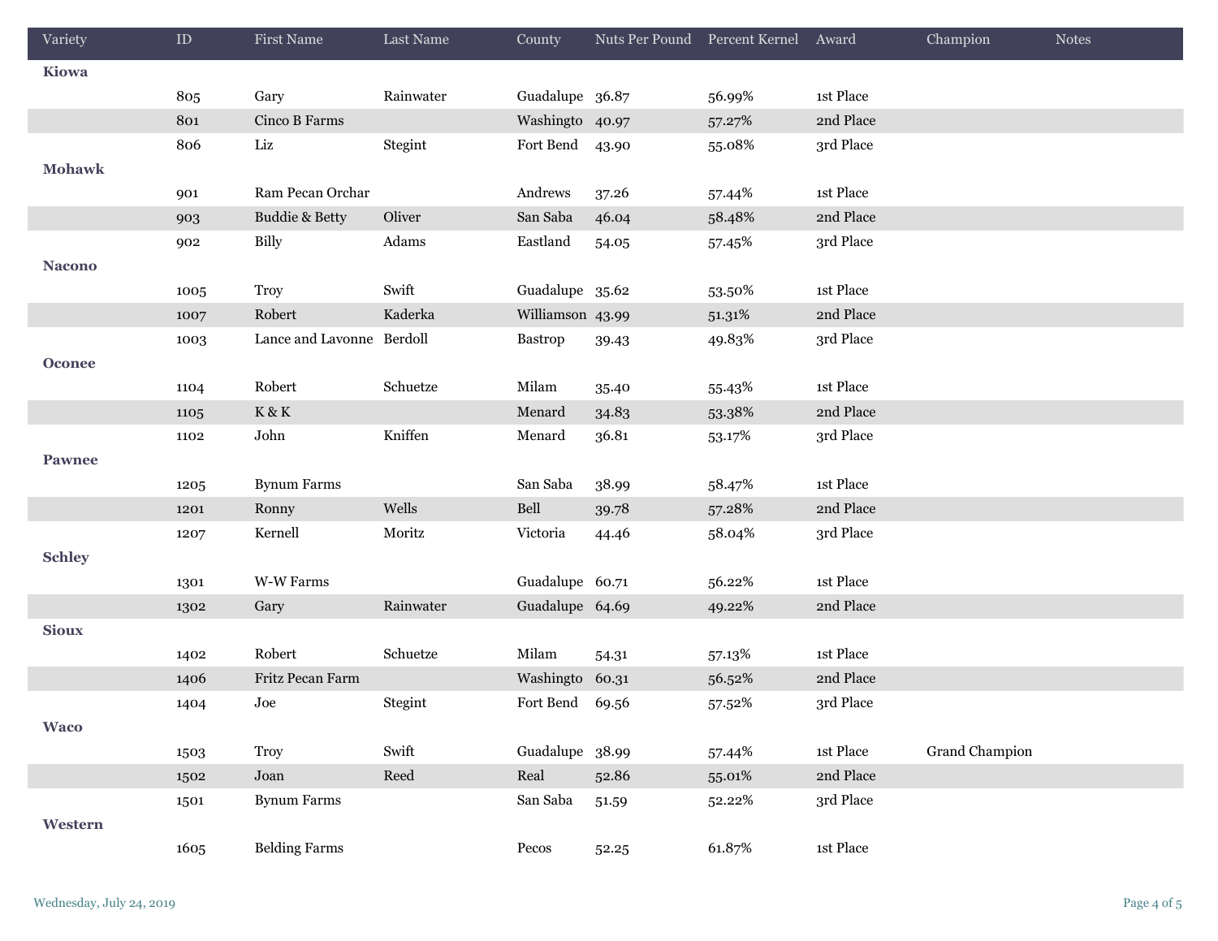| Variety | ID | First Name | Last Name | County | Nuts Per Pound | Percent Kernel | Award | Champion | Notes |
|---|---|---|---|---|---|---|---|---|---|
| **Kiowa** | | | | | | | | | |
| | 805 | Gary | Rainwater | Guadalupe | 36.87 | 56.99% | 1st Place | | |
| | 801 | Cinco B Farms | | Washingto | 40.97 | 57.27% | 2nd Place | | |
| | 806 | Liz | Stegint | Fort Bend | 43.90 | 55.08% | 3rd Place | | |
| **Mohawk** | | | | | | | | | |
| | 901 | Ram Pecan Orchar | | Andrews | 37.26 | 57.44% | 1st Place | | |
| | 903 | Buddie & Betty | Oliver | San Saba | 46.04 | 58.48% | 2nd Place | | |
| | 902 | Billy | Adams | Eastland | 54.05 | 57.45% | 3rd Place | | |
| **Nacono** | | | | | | | | | |
| | 1005 | Troy | Swift | Guadalupe | 35.62 | 53.50% | 1st Place | | |
| | 1007 | Robert | Kaderka | Williamson | 43.99 | 51.31% | 2nd Place | | |
| | 1003 | Lance and Lavonne | Berdoll | Bastrop | 39.43 | 49.83% | 3rd Place | | |
| **Oconee** | | | | | | | | | |
| | 1104 | Robert | Schuetze | Milam | 35.40 | 55.43% | 1st Place | | |
| | 1105 | K & K | | Menard | 34.83 | 53.38% | 2nd Place | | |
| | 1102 | John | Kniffen | Menard | 36.81 | 53.17% | 3rd Place | | |
| **Pawnee** | | | | | | | | | |
| | 1205 | Bynum Farms | | San Saba | 38.99 | 58.47% | 1st Place | | |
| | 1201 | Ronny | Wells | Bell | 39.78 | 57.28% | 2nd Place | | |
| | 1207 | Kernell | Moritz | Victoria | 44.46 | 58.04% | 3rd Place | | |
| **Schley** | | | | | | | | | |
| | 1301 | W-W Farms | | Guadalupe | 60.71 | 56.22% | 1st Place | | |
| | 1302 | Gary | Rainwater | Guadalupe | 64.69 | 49.22% | 2nd Place | | |
| **Sioux** | | | | | | | | | |
| | 1402 | Robert | Schuetze | Milam | 54.31 | 57.13% | 1st Place | | |
| | 1406 | Fritz Pecan Farm | | Washingto | 60.31 | 56.52% | 2nd Place | | |
| | 1404 | Joe | Stegint | Fort Bend | 69.56 | 57.52% | 3rd Place | | |
| **Waco** | | | | | | | | | |
| | 1503 | Troy | Swift | Guadalupe | 38.99 | 57.44% | 1st Place | Grand Champion | |
| | 1502 | Joan | Reed | Real | 52.86 | 55.01% | 2nd Place | | |
| | 1501 | Bynum Farms | | San Saba | 51.59 | 52.22% | 3rd Place | | |
| **Western** | | | | | | | | | |
| | 1605 | Belding Farms | | Pecos | 52.25 | 61.87% | 1st Place | | |

Wednesday, July 24, 2019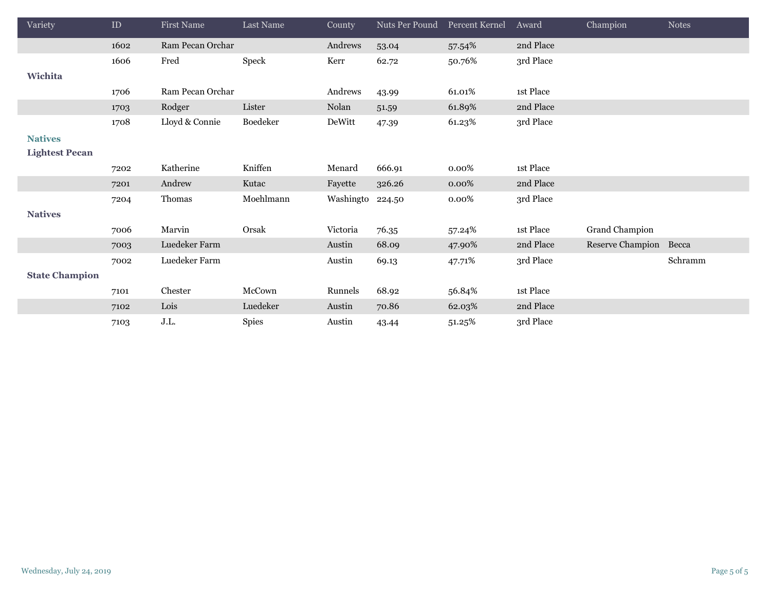| Variety | ID | First Name | Last Name | County | Nuts Per Pound | Percent Kernel | Award | Champion | Notes |
|---|---|---|---|---|---|---|---|---|---|
| | 1602 | Ram Pecan Orchar | | Andrews | 53.04 | 57.54% | 2nd Place | | |
| | 1606 | Fred | Speck | Kerr | 62.72 | 50.76% | 3rd Place | | |
| **Wichita** | | | | | | | | | |
| | 1706 | Ram Pecan Orchar | | Andrews | 43.99 | 61.01% | 1st Place | | |
| | 1703 | Rodger | Lister | Nolan | 51.59 | 61.89% | 2nd Place | | |
| | 1708 | Lloyd & Connie | Boedeker | DeWitt | 47.39 | 61.23% | 3rd Place | | |
| **Natives** | | | | | | | | | |
| **Lightest Pecan** | | | | | | | | | |
| | 7202 | Katherine | Kniffen | Menard | 666.91 | 0.00% | 1st Place | | |
| | 7201 | Andrew | Kutac | Fayette | 326.26 | 0.00% | 2nd Place | | |
| | 7204 | Thomas | Moehlmann | Washingto | 224.50 | 0.00% | 3rd Place | | |
| **Natives** | | | | | | | | | |
| | 7006 | Marvin | Orsak | Victoria | 76.35 | 57.24% | 1st Place | Grand Champion | |
| | 7003 | Luedeker Farm | | Austin | 68.09 | 47.90% | 2nd Place | Reserve Champion | Becca |
| | 7002 | Luedeker Farm | | Austin | 69.13 | 47.71% | 3rd Place | | Schramm |
| **State Champion** | | | | | | | | | |
| | 7101 | Chester | McCown | Runnels | 68.92 | 56.84% | 1st Place | | |
| | 7102 | Lois | Luedeker | Austin | 70.86 | 62.03% | 2nd Place | | |
| | 7103 | J.L. | Spies | Austin | 43.44 | 51.25% | 3rd Place | | |

Wednesday, July 24, 2019